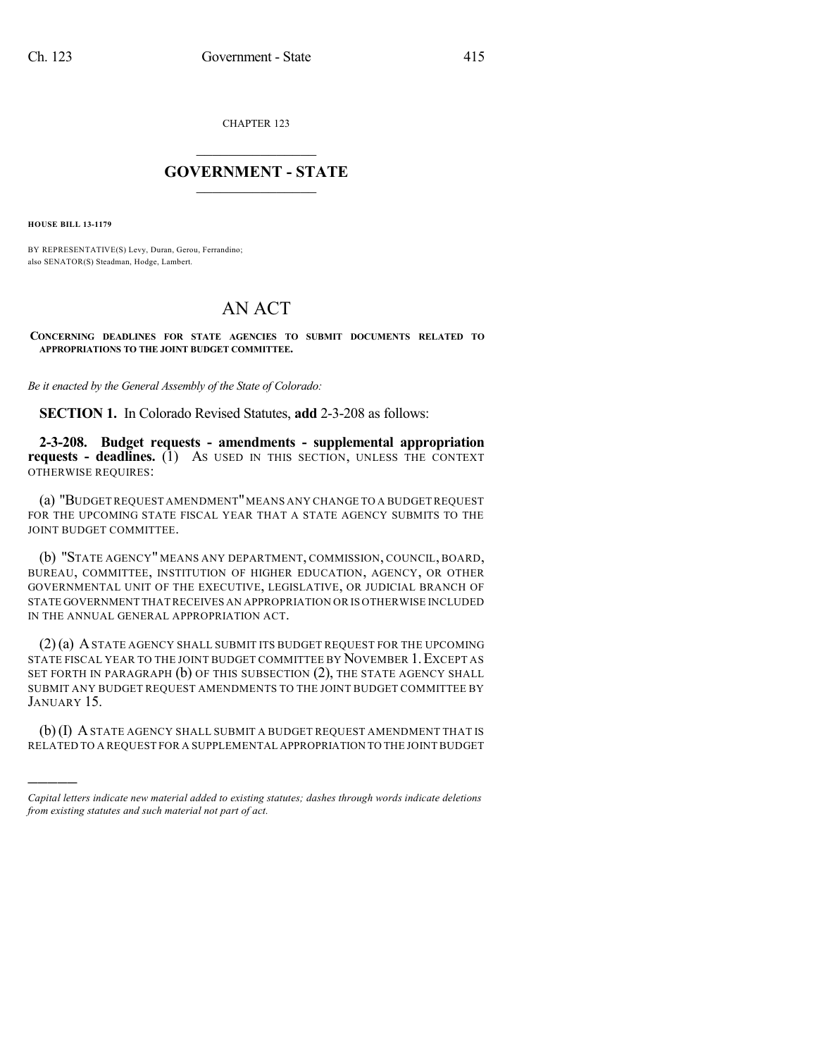CHAPTER 123

# GOVERNMENT - STATE

**HOUSE BILL 13-1179**

BY REPRESENTATIVE(S) Levy, Duran, Gerou, Ferrandino;
also SENATOR(S) Steadman, Hodge, Lambert.

# AN ACT

**CONCERNING DEADLINES FOR STATE AGENCIES TO SUBMIT DOCUMENTS RELATED TO APPROPRIATIONS TO THE JOINT BUDGET COMMITTEE.**

*Be it enacted by the General Assembly of the State of Colorado:*

**SECTION 1.** In Colorado Revised Statutes, **add** 2-3-208 as follows:

**2-3-208. Budget requests - amendments - supplemental appropriation requests - deadlines.** (1) AS USED IN THIS SECTION, UNLESS THE CONTEXT OTHERWISE REQUIRES:

(a) "BUDGET REQUEST AMENDMENT" MEANS ANY CHANGE TO A BUDGET REQUEST FOR THE UPCOMING STATE FISCAL YEAR THAT A STATE AGENCY SUBMITS TO THE JOINT BUDGET COMMITTEE.

(b) "STATE AGENCY" MEANS ANY DEPARTMENT, COMMISSION, COUNCIL, BOARD, BUREAU, COMMITTEE, INSTITUTION OF HIGHER EDUCATION, AGENCY, OR OTHER GOVERNMENTAL UNIT OF THE EXECUTIVE, LEGISLATIVE, OR JUDICIAL BRANCH OF STATE GOVERNMENT THAT RECEIVES AN APPROPRIATION OR IS OTHERWISE INCLUDED IN THE ANNUAL GENERAL APPROPRIATION ACT.

(2) (a) A STATE AGENCY SHALL SUBMIT ITS BUDGET REQUEST FOR THE UPCOMING STATE FISCAL YEAR TO THE JOINT BUDGET COMMITTEE BY NOVEMBER 1. EXCEPT AS SET FORTH IN PARAGRAPH (b) OF THIS SUBSECTION (2), THE STATE AGENCY SHALL SUBMIT ANY BUDGET REQUEST AMENDMENTS TO THE JOINT BUDGET COMMITTEE BY JANUARY 15.

(b) (I) A STATE AGENCY SHALL SUBMIT A BUDGET REQUEST AMENDMENT THAT IS RELATED TO A REQUEST FOR A SUPPLEMENTAL APPROPRIATION TO THE JOINT BUDGET

*Capital letters indicate new material added to existing statutes; dashes through words indicate deletions from existing statutes and such material not part of act.*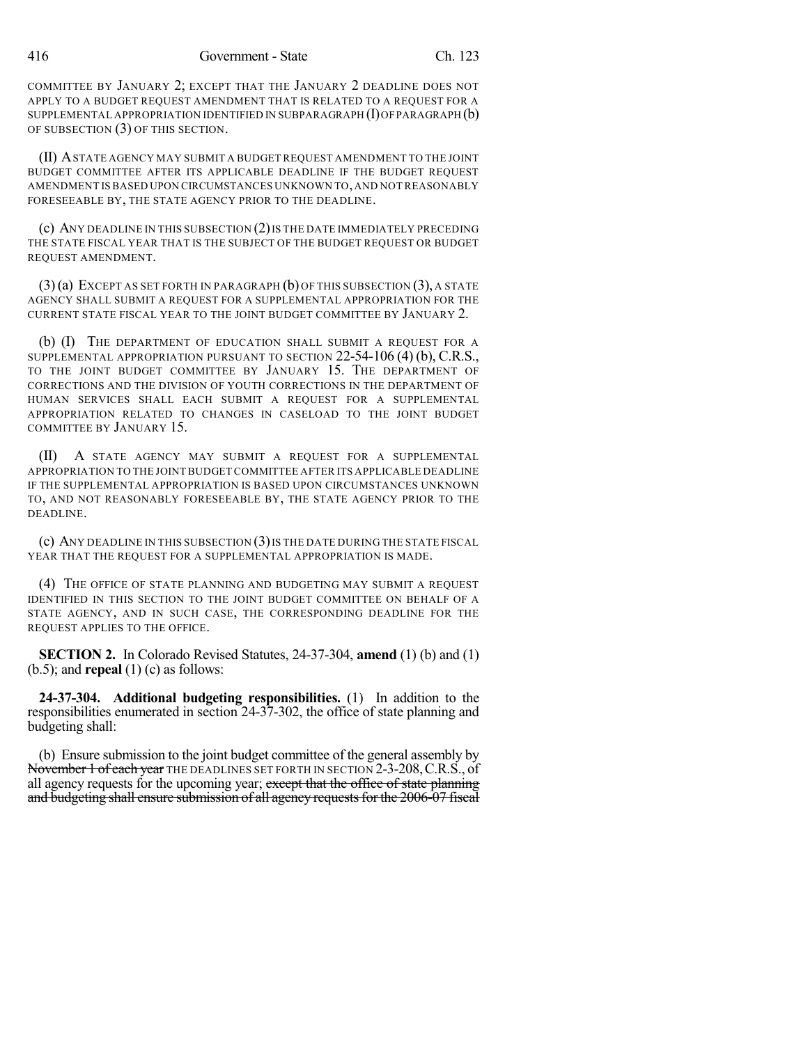COMMITTEE BY JANUARY 2; EXCEPT THAT THE JANUARY 2 DEADLINE DOES NOT APPLY TO A BUDGET REQUEST AMENDMENT THAT IS RELATED TO A REQUEST FOR A SUPPLEMENTAL APPROPRIATION IDENTIFIED IN SUBPARAGRAPH (I) OF PARAGRAPH (b) OF SUBSECTION (3) OF THIS SECTION.

(II) A STATE AGENCY MAY SUBMIT A BUDGET REQUEST AMENDMENT TO THE JOINT BUDGET COMMITTEE AFTER ITS APPLICABLE DEADLINE IF THE BUDGET REQUEST AMENDMENT IS BASED UPON CIRCUMSTANCES UNKNOWN TO, AND NOT REASONABLY FORESEEABLE BY, THE STATE AGENCY PRIOR TO THE DEADLINE.

(c) ANY DEADLINE IN THIS SUBSECTION (2) IS THE DATE IMMEDIATELY PRECEDING THE STATE FISCAL YEAR THAT IS THE SUBJECT OF THE BUDGET REQUEST OR BUDGET REQUEST AMENDMENT.

(3) (a) EXCEPT AS SET FORTH IN PARAGRAPH (b) OF THIS SUBSECTION (3), A STATE AGENCY SHALL SUBMIT A REQUEST FOR A SUPPLEMENTAL APPROPRIATION FOR THE CURRENT STATE FISCAL YEAR TO THE JOINT BUDGET COMMITTEE BY JANUARY 2.

(b) (I) THE DEPARTMENT OF EDUCATION SHALL SUBMIT A REQUEST FOR A SUPPLEMENTAL APPROPRIATION PURSUANT TO SECTION 22-54-106 (4) (b), C.R.S., TO THE JOINT BUDGET COMMITTEE BY JANUARY 15. THE DEPARTMENT OF CORRECTIONS AND THE DIVISION OF YOUTH CORRECTIONS IN THE DEPARTMENT OF HUMAN SERVICES SHALL EACH SUBMIT A REQUEST FOR A SUPPLEMENTAL APPROPRIATION RELATED TO CHANGES IN CASELOAD TO THE JOINT BUDGET COMMITTEE BY JANUARY 15.

(II) A STATE AGENCY MAY SUBMIT A REQUEST FOR A SUPPLEMENTAL APPROPRIATION TO THE JOINT BUDGET COMMITTEE AFTER ITS APPLICABLE DEADLINE IF THE SUPPLEMENTAL APPROPRIATION IS BASED UPON CIRCUMSTANCES UNKNOWN TO, AND NOT REASONABLY FORESEEABLE BY, THE STATE AGENCY PRIOR TO THE DEADLINE.

(c) ANY DEADLINE IN THIS SUBSECTION (3) IS THE DATE DURING THE STATE FISCAL YEAR THAT THE REQUEST FOR A SUPPLEMENTAL APPROPRIATION IS MADE.

(4) THE OFFICE OF STATE PLANNING AND BUDGETING MAY SUBMIT A REQUEST IDENTIFIED IN THIS SECTION TO THE JOINT BUDGET COMMITTEE ON BEHALF OF A STATE AGENCY, AND IN SUCH CASE, THE CORRESPONDING DEADLINE FOR THE REQUEST APPLIES TO THE OFFICE.

**SECTION 2.** In Colorado Revised Statutes, 24-37-304, **amend** (1) (b) and (1) (b.5); and **repeal** (1) (c) as follows:

**24-37-304. Additional budgeting responsibilities.** (1) In addition to the responsibilities enumerated in section 24-37-302, the office of state planning and budgeting shall:

(b) Ensure submission to the joint budget committee of the general assembly by ~~November 1 of each year~~ THE DEADLINES SET FORTH IN SECTION 2-3-208, C.R.S., of all agency requests for the upcoming year; ~~except that the office of state planning and budgeting shall ensure submission of all agency requests for the 2006-07 fiscal~~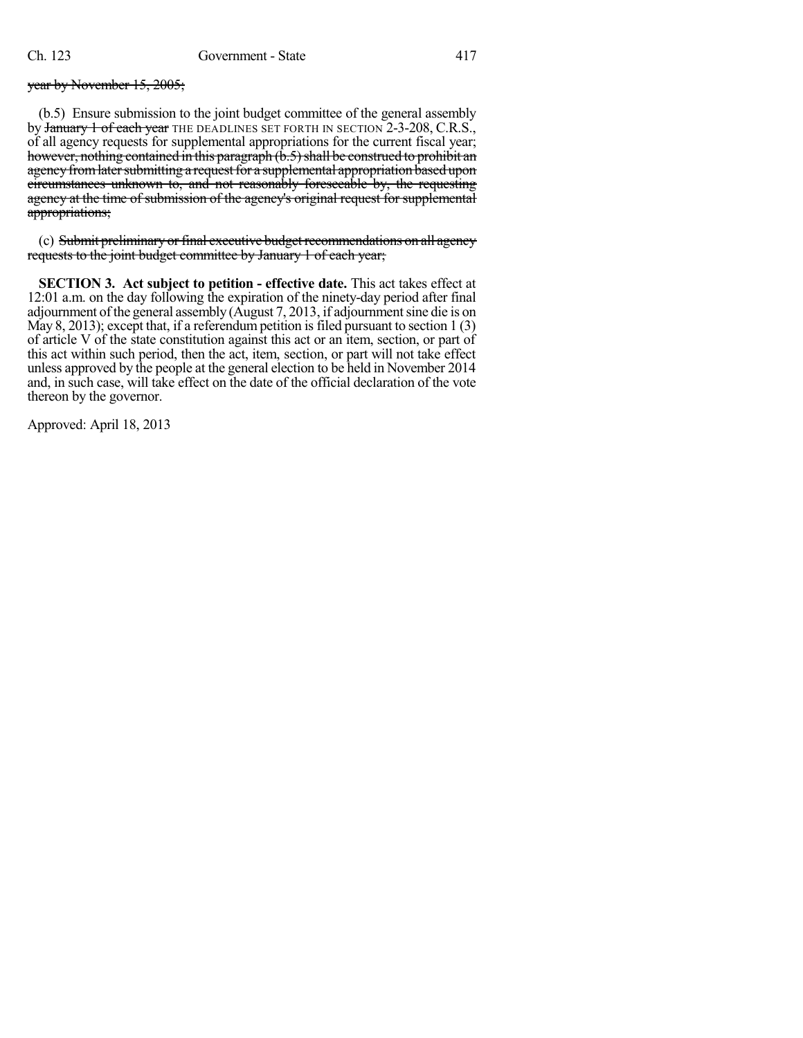~~year by November 15, 2005;~~

(b.5) Ensure submission to the joint budget committee of the general assembly by ~~January 1 of each year~~ THE DEADLINES SET FORTH IN SECTION 2-3-208, C.R.S., of all agency requests for supplemental appropriations for the current fiscal year; ~~however, nothing contained in this paragraph (b.5) shall be construed to prohibit an agency from later submitting a request for a supplemental appropriation based upon circumstances unknown to, and not reasonably foreseeable by, the requesting agency at the time of submission of the agency's original request for supplemental appropriations;~~

(c) ~~Submit preliminary or final executive budget recommendations on all agency requests to the joint budget committee by January 1 of each year;~~

**SECTION 3. Act subject to petition - effective date.** This act takes effect at 12:01 a.m. on the day following the expiration of the ninety-day period after final adjournment of the general assembly (August 7, 2013, if adjournment sine die is on May 8, 2013); except that, if a referendum petition is filed pursuant to section 1 (3) of article V of the state constitution against this act or an item, section, or part of this act within such period, then the act, item, section, or part will not take effect unless approved by the people at the general election to be held in November 2014 and, in such case, will take effect on the date of the official declaration of the vote thereon by the governor.

Approved: April 18, 2013